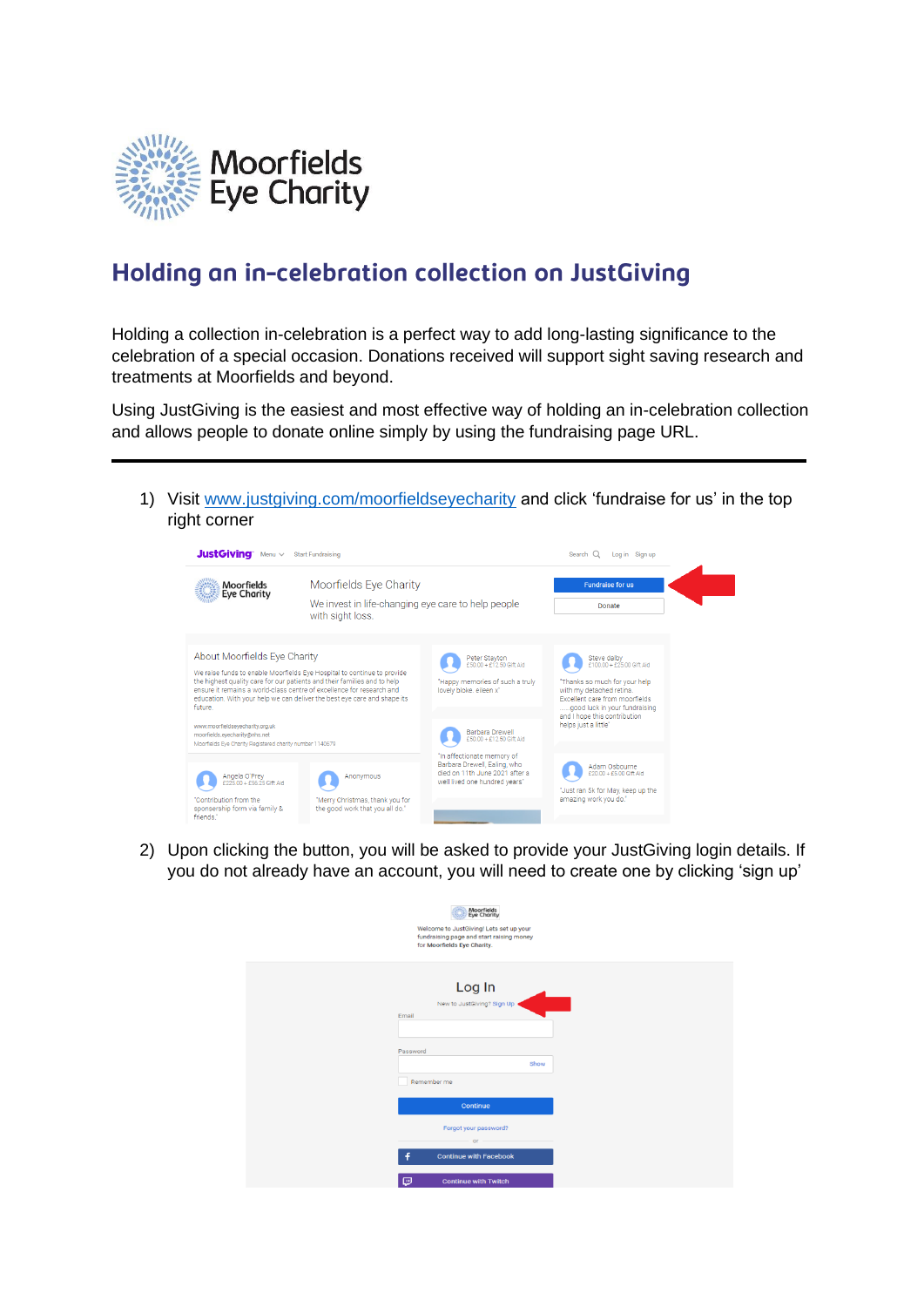# Moorfields Eye Charity

## Holding an in-celebration collection on JustGiving

Holding a collection in-celebration is a perfect way to add long-lasting significance to the celebration of a special occasion. Donations received will support sight saving research and treatments at Moorfields and beyond.

Using JustGiving is the easiest and most effective way of holding an in-celebration collection and allows people to donate online simply by using the fundraising page URL.

---

1) Visit [www.justgiving.com/moorfieldseyecharity](www.justgiving.com/moorfieldseyecharity) and click 'fundraise for us' in the top right corner

2) Upon clicking the button, you will be asked to provide your JustGiving login details. If you do not already have an account, you will need to create one by clicking 'sign up'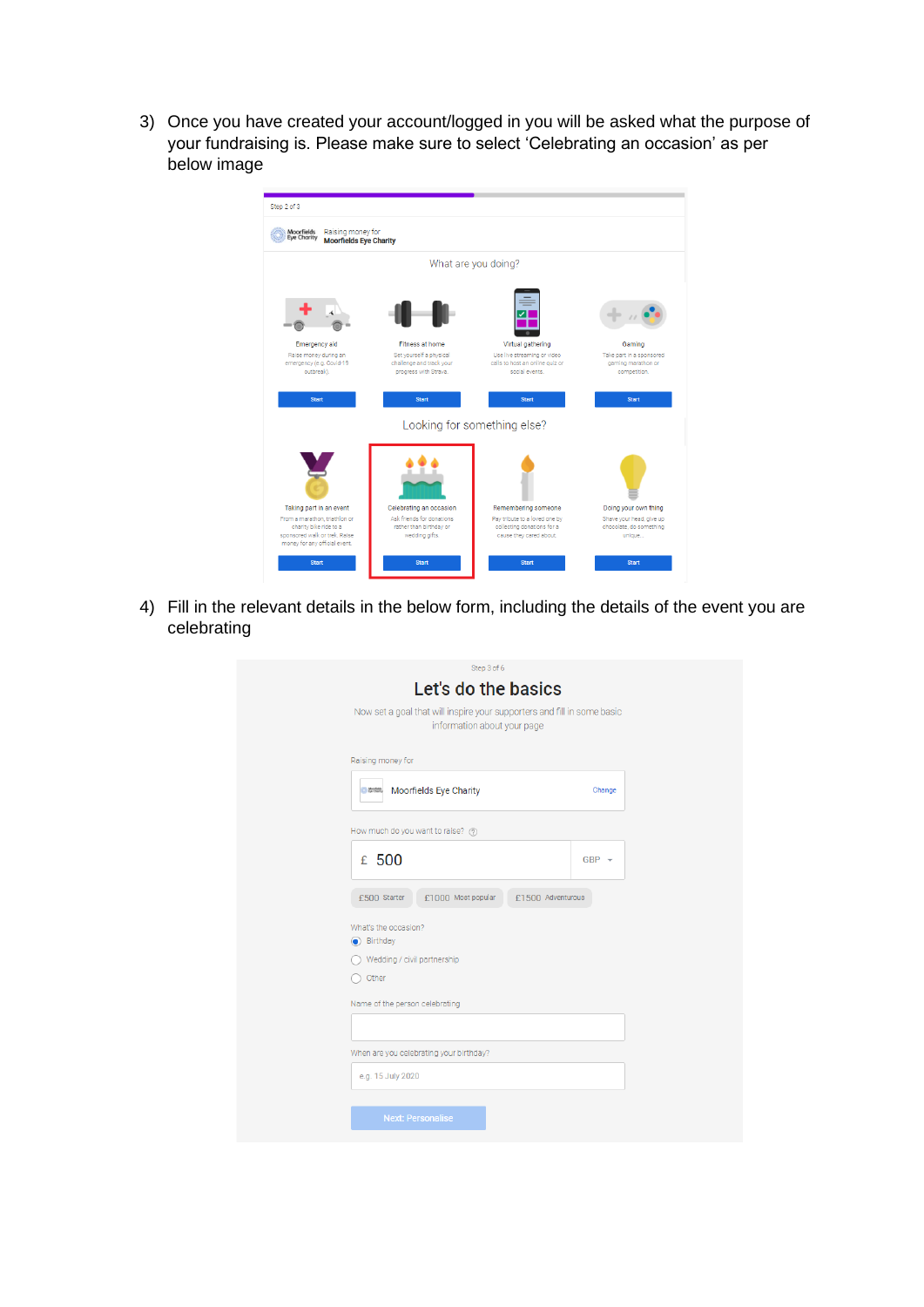3) Once you have created your account/logged in you will be asked what the purpose of your fundraising is. Please make sure to select 'Celebrating an occasion' as per below image

4) Fill in the relevant details in the below form, including the details of the event you are celebrating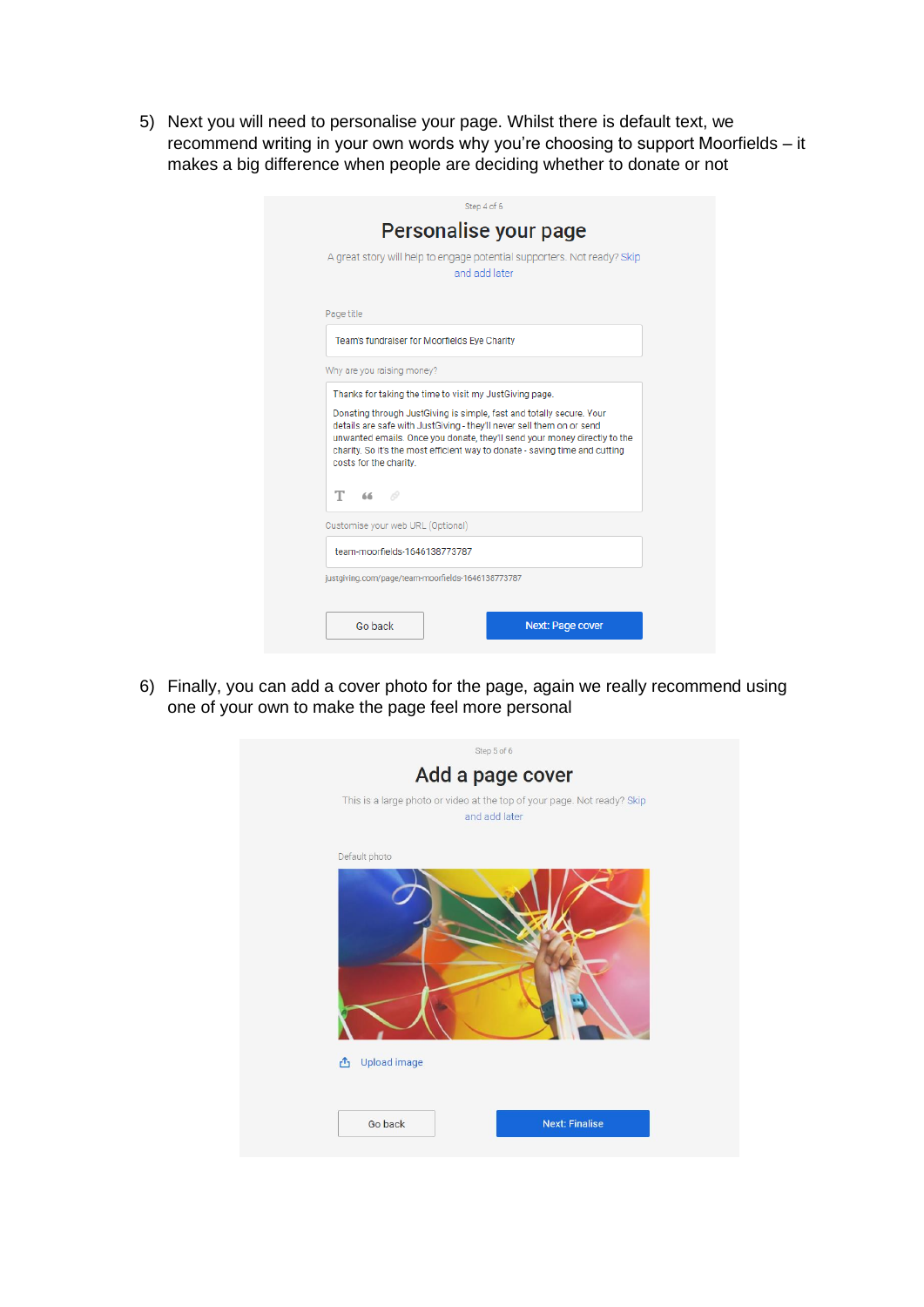5) Next you will need to personalise your page. Whilst there is default text, we recommend writing in your own words why you're choosing to support Moorfields – it makes a big difference when people are deciding whether to donate or not

Step 4 of 6

## Personalise your page

A great story will help to engage potential supporters. Not ready? Skip and add later

Page title

Teams fundraiser for Moorfields Eye Charity

Why are you raising money?

Thanks for taking the time to visit my JustGiving page.

Donating through JustGiving is simple, fast and totally secure. Your details are safe with JustGiving - they'll never sell them on or send unwanted emails. Once you donate, they'll send your money directly to the charity. So it's the most efficient way to donate - saving time and cutting costs for the charity.

Customise your web URL (Optional)

team-moorfields-1646138773787

justgiving.com/page/team-moorfields-1646138773787

Go back | Next: Page cover

6) Finally, you can add a cover photo for the page, again we really recommend using one of your own to make the page feel more personal

Step 5 of 6

## Add a page cover

This is a large photo or video at the top of your page. Not ready? Skip and add later

Default photo

Upload image

Go back | Next: Finalise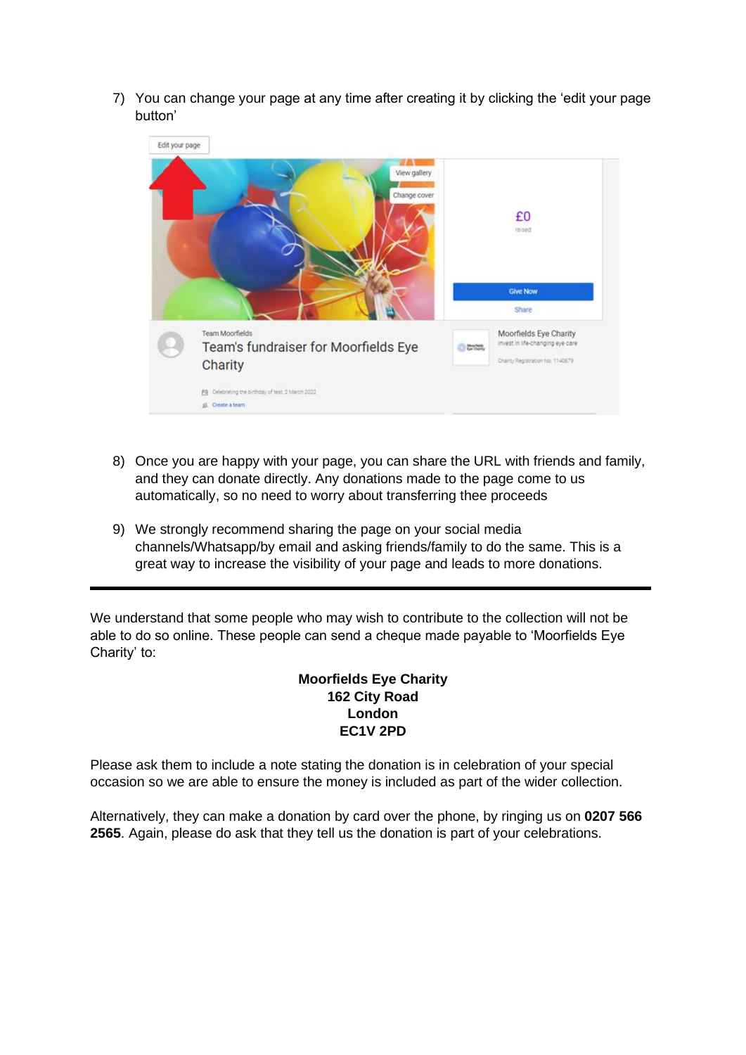7) You can change your page at any time after creating it by clicking the 'edit your page button'

8) Once you are happy with your page, you can share the URL with friends and family, and they can donate directly. Any donations made to the page come to us automatically, so no need to worry about transferring thee proceeds

9) We strongly recommend sharing the page on your social media channels/Whatsapp/by email and asking friends/family to do the same. This is a great way to increase the visibility of your page and leads to more donations.

---

We understand that some people who may wish to contribute to the collection will not be able to do so online. These people can send a cheque made payable to 'Moorfields Eye Charity' to:

**Moorfields Eye Charity**
**162 City Road**
**London**
**EC1V 2PD**

Please ask them to include a note stating the donation is in celebration of your special occasion so we are able to ensure the money is included as part of the wider collection.

Alternatively, they can make a donation by card over the phone, by ringing us on **0207 566 2565**. Again, please do ask that they tell us the donation is part of your celebrations.